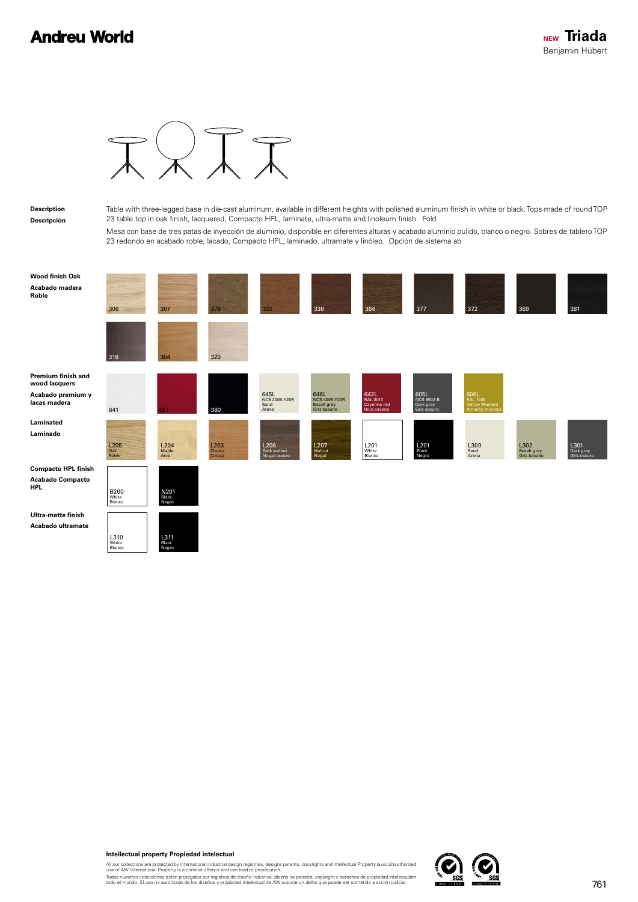# Andreu World

**NEW Triada**
Benjamin Hübert

**Description**
**Descripción**

Table with three-legged base in die-cast aluminum, available in different heights with polished aluminum finish in white or black. Tops made of round TOP 23 table top in oak finish, lacquered, Compacto HPL, laminate, ultra-matte and linoleum finish. Fold

Mesa con base de tres patas de inyección de aluminio, disponible en diferentes alturas y acabado aluminio pulido, blanco o negro. Sobres de tablero TOP 23 redondo en acabado roble, lacado, Compacto HPL, laminado, ultramate y linóleo. Opción de sistema ab

**Wood finish Oak**
**Acabado madera Roble**

306, 307, 378, 322, 336, 364, 377, 372, 369, 381, 318, 304, 320

**Premium finish and wood lacquers**
**Acabado premium y lacas madera**

- 641
- 661
- 380
- 645L NCS 2005-Y20R Sand Arena
- 646L NCS 4005-Y20R Basalt grey Gris basalto
- 642L RAL 3013 Cayenne red Rojo cayena
- 605L NCS 6502-B Dark grey Gris oscuro
- 606L RAL 1005 Yellow Mustard Amarillo mostaza

**Laminated**
**Laminado**

- L205 Oak Roble
- L204 Maple Arce
- L203 Cherry Cerezo
- L206 Dark walnut Nogal oscuro
- L207 Walnut Nogal
- L201 White Blanco
- L201 Black Negro
- L300 Sand Arena
- L302 Basalt grey Gris basalto
- L301 Dark grey Gris oscuro

**Compacto HPL finish**
**Acabado Compacto HPL**

- B200 White Blanco
- N201 Black Negro

**Ultra-matte finish**
**Acabado ultramate**

- L310 White Blanco
- L311 Black Negro

**Intellectual property Propiedad intelectual**

All our collections are protected by international industrial design registries, designs patents, copyrights and intellectual Property laws.Unauthorized use of AW International Property is a criminal offence and can lead to prosecution.

Todas nuestras colecciones están protegidas por registros de diseño industrial, diseño de patente, copyright y derechos de propiedad intelectualen todo el mundo. El uso no autorizado de los diseños y propiedad intelectual de AW supone un delito que puede ser sometido a acción judicial.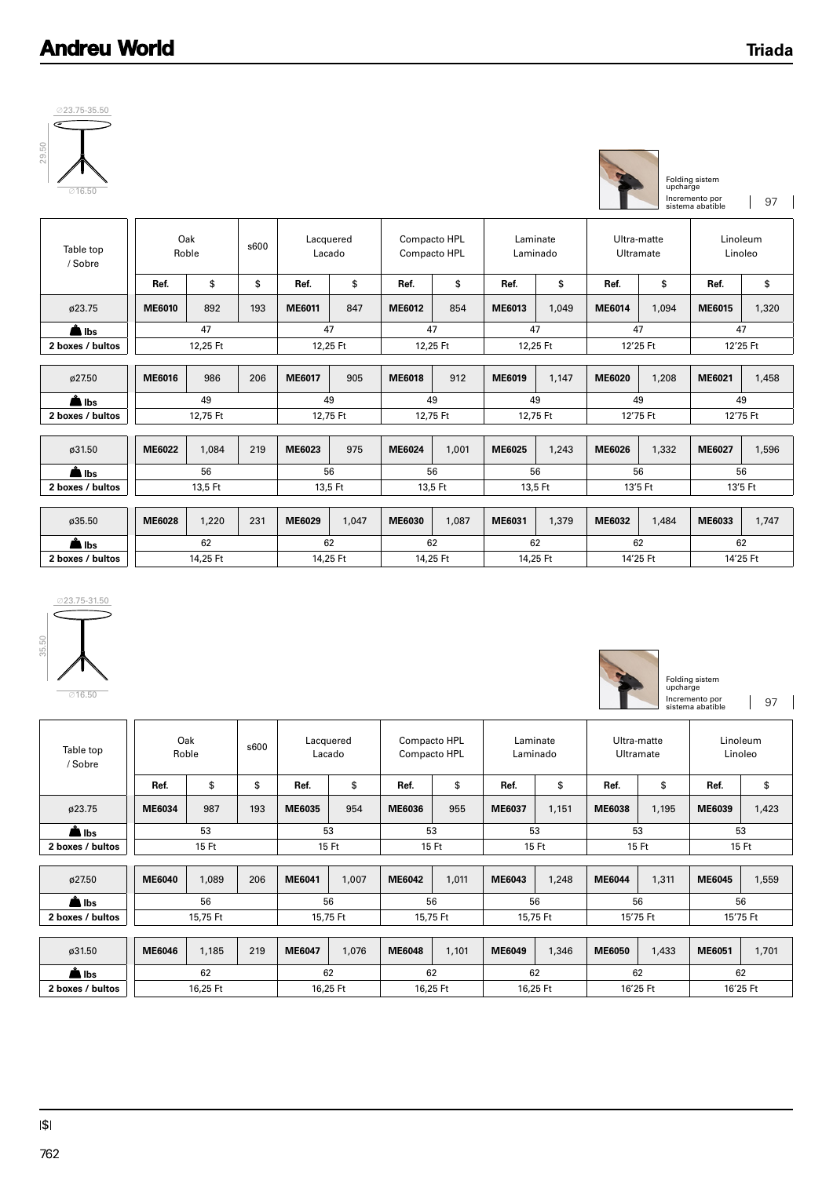# Andreu World

## Triada

∅23.75-35.50

29.50

∅16.50

Folding sistem upcharge
Incremento por sistema abatible | 97

| Table top / Sobre | Oak Roble | | s600 | Lacquered Lacado | | Compacto HPL Compacto HPL | | Laminate Laminado | | Ultra-matte Ultramate | | Linoleum Linoleo | |
|---|---|---|---|---|---|---|---|---|---|---|---|---|---|
| | Ref. | $ | $ | Ref. | $ | Ref. | $ | Ref. | $ | Ref. | $ | Ref. | $ |
| ø23.75 | **ME6010** | 892 | 193 | **ME6011** | 847 | **ME6012** | 854 | **ME6013** | 1,049 | **ME6014** | 1,094 | **ME6015** | 1,320 |
| lbs | 47 | | | 47 | | 47 | | 47 | | 47 | | 47 | |
| 2 boxes / bultos | 12,25 Ft | | | 12,25 Ft | | 12,25 Ft | | 12,25 Ft | | 12'25 Ft | | 12'25 Ft | |
| ø27.50 | **ME6016** | 986 | 206 | **ME6017** | 905 | **ME6018** | 912 | **ME6019** | 1,147 | **ME6020** | 1,208 | **ME6021** | 1,458 |
| lbs | 49 | | | 49 | | 49 | | 49 | | 49 | | 49 | |
| 2 boxes / bultos | 12,75 Ft | | | 12,75 Ft | | 12,75 Ft | | 12,75 Ft | | 12'75 Ft | | 12'75 Ft | |
| ø31.50 | **ME6022** | 1,084 | 219 | **ME6023** | 975 | **ME6024** | 1,001 | **ME6025** | 1,243 | **ME6026** | 1,332 | **ME6027** | 1,596 |
| lbs | 56 | | | 56 | | 56 | | 56 | | 56 | | 56 | |
| 2 boxes / bultos | 13,5 Ft | | | 13,5 Ft | | 13,5 Ft | | 13,5 Ft | | 13'5 Ft | | 13'5 Ft | |
| ø35.50 | **ME6028** | 1,220 | 231 | **ME6029** | 1,047 | **ME6030** | 1,087 | **ME6031** | 1,379 | **ME6032** | 1,484 | **ME6033** | 1,747 |
| lbs | 62 | | | 62 | | 62 | | 62 | | 62 | | 62 | |
| 2 boxes / bultos | 14,25 Ft | | | 14,25 Ft | | 14,25 Ft | | 14,25 Ft | | 14'25 Ft | | 14'25 Ft | |

∅23.75-31.50

35.50

∅16.50

Folding sistem upcharge
Incremento por sistema abatible | 97

| Table top / Sobre | Oak Roble | | s600 | Lacquered Lacado | | Compacto HPL Compacto HPL | | Laminate Laminado | | Ultra-matte Ultramate | | Linoleum Linoleo | |
|---|---|---|---|---|---|---|---|---|---|---|---|---|---|
| | Ref. | $ | $ | Ref. | $ | Ref. | $ | Ref. | $ | Ref. | $ | Ref. | $ |
| ø23.75 | **ME6034** | 987 | 193 | **ME6035** | 954 | **ME6036** | 955 | **ME6037** | 1,151 | **ME6038** | 1,195 | **ME6039** | 1,423 |
| lbs | 53 | | | 53 | | 53 | | 53 | | 53 | | 53 | |
| 2 boxes / bultos | 15 Ft | | | 15 Ft | | 15 Ft | | 15 Ft | | 15 Ft | | 15 Ft | |
| ø27.50 | **ME6040** | 1,089 | 206 | **ME6041** | 1,007 | **ME6042** | 1,011 | **ME6043** | 1,248 | **ME6044** | 1,311 | **ME6045** | 1,559 |
| lbs | 56 | | | 56 | | 56 | | 56 | | 56 | | 56 | |
| 2 boxes / bultos | 15,75 Ft | | | 15,75 Ft | | 15,75 Ft | | 15,75 Ft | | 15'75 Ft | | 15'75 Ft | |
| ø31.50 | **ME6046** | 1,185 | 219 | **ME6047** | 1,076 | **ME6048** | 1,101 | **ME6049** | 1,346 | **ME6050** | 1,433 | **ME6051** | 1,701 |
| lbs | 62 | | | 62 | | 62 | | 62 | | 62 | | 62 | |
| 2 boxes / bultos | 16,25 Ft | | | 16,25 Ft | | 16,25 Ft | | 16,25 Ft | | 16'25 Ft | | 16'25 Ft | |

|$|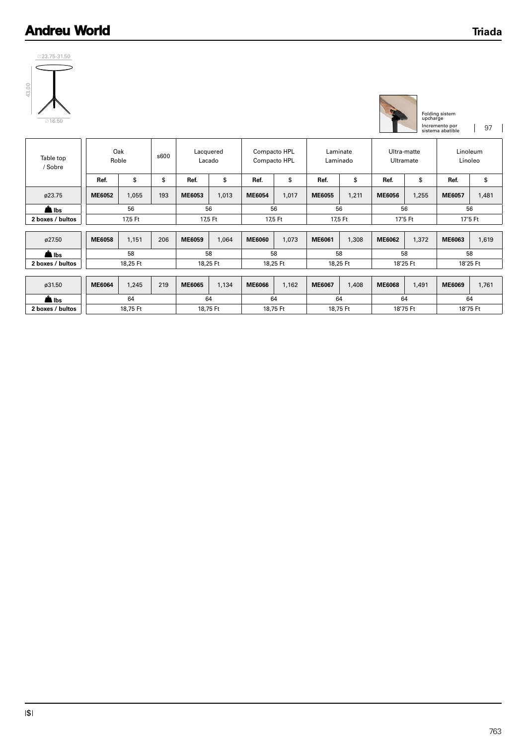# Andreu World

## Triada

∅23.75-31.50

43.00

∅16.50

Folding sistem upcharge
Incremento por sistema abatible

97

| Table top / Sobre | Oak Roble | | s600 | Lacquered Lacado | | Compacto HPL Compacto HPL | | Laminate Laminado | | Ultra-matte Ultramate | | Linoleum Linoleo | |
|---|---|---|---|---|---|---|---|---|---|---|---|---|---|
| | Ref. | $ | $ | Ref. | $ | Ref. | $ | Ref. | $ | Ref. | $ | Ref. | $ |
| ø23.75 | **ME6052** | 1,055 | 193 | **ME6053** | 1,013 | **ME6054** | 1,017 | **ME6055** | 1,211 | **ME6056** | 1,255 | **ME6057** | 1,481 |
| **lbs** | 56 | | | 56 | | 56 | | 56 | | 56 | | 56 | |
| **2 boxes / bultos** | 17,5 Ft | | | 17,5 Ft | | 17,5 Ft | | 17,5 Ft | | 17'5 Ft | | 17'5 Ft | |
| ø27.50 | **ME6058** | 1,151 | 206 | **ME6059** | 1,064 | **ME6060** | 1,073 | **ME6061** | 1,308 | **ME6062** | 1,372 | **ME6063** | 1,619 |
| **lbs** | 58 | | | 58 | | 58 | | 58 | | 58 | | 58 | |
| **2 boxes / bultos** | 18,25 Ft | | | 18,25 Ft | | 18,25 Ft | | 18,25 Ft | | 18'25 Ft | | 18'25 Ft | |
| ø31.50 | **ME6064** | 1,245 | 219 | **ME6065** | 1,134 | **ME6066** | 1,162 | **ME6067** | 1,408 | **ME6068** | 1,491 | **ME6069** | 1,761 |
| **lbs** | 64 | | | 64 | | 64 | | 64 | | 64 | | 64 | |
| **2 boxes / bultos** | 18,75 Ft | | | 18,75 Ft | | 18,75 Ft | | 18,75 Ft | | 18'75 Ft | | 18'75 Ft | |

I$I